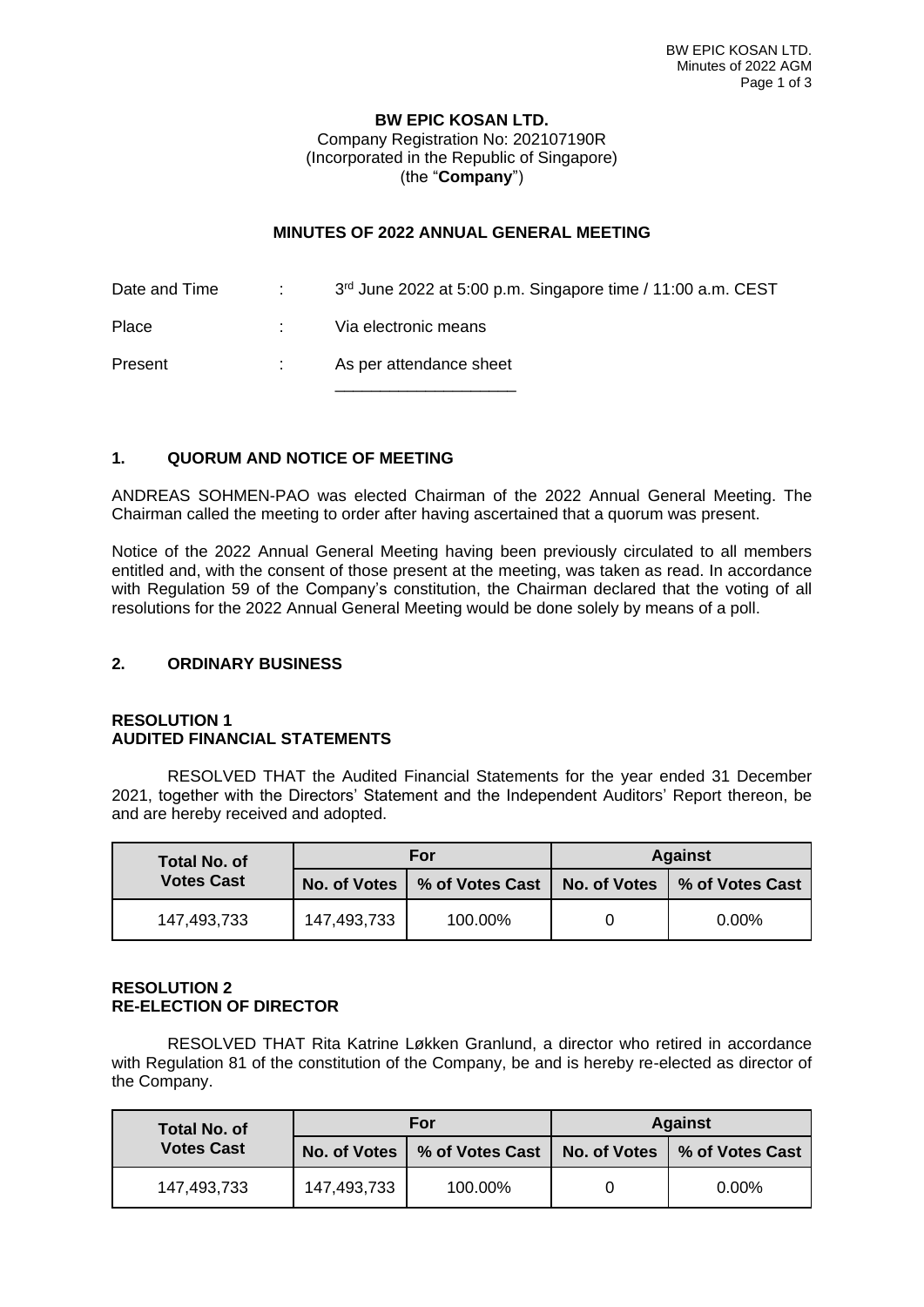**BW EPIC KOSAN LTD.**
Company Registration No: 202107190R
(Incorporated in the Republic of Singapore)
(the "**Company**")

## MINUTES OF 2022 ANNUAL GENERAL MEETING

Date and Time : 3rd June 2022 at 5:00 p.m. Singapore time / 11:00 a.m. CEST

Place : Via electronic means

Present : As per attendance sheet

### 1. QUORUM AND NOTICE OF MEETING

ANDREAS SOHMEN-PAO was elected Chairman of the 2022 Annual General Meeting. The Chairman called the meeting to order after having ascertained that a quorum was present.

Notice of the 2022 Annual General Meeting having been previously circulated to all members entitled and, with the consent of those present at the meeting, was taken as read. In accordance with Regulation 59 of the Company's constitution, the Chairman declared that the voting of all resolutions for the 2022 Annual General Meeting would be done solely by means of a poll.

### 2. ORDINARY BUSINESS

**RESOLUTION 1**
**AUDITED FINANCIAL STATEMENTS**

RESOLVED THAT the Audited Financial Statements for the year ended 31 December 2021, together with the Directors' Statement and the Independent Auditors' Report thereon, be and are hereby received and adopted.

| Total No. of Votes Cast | For | | Against | |
|---|---|---|---|---|
| | No. of Votes | % of Votes Cast | No. of Votes | % of Votes Cast |
| 147,493,733 | 147,493,733 | 100.00% | 0 | 0.00% |

**RESOLUTION 2**
**RE-ELECTION OF DIRECTOR**

RESOLVED THAT Rita Katrine Løkken Granlund, a director who retired in accordance with Regulation 81 of the constitution of the Company, be and is hereby re-elected as director of the Company.

| Total No. of Votes Cast | For | | Against | |
|---|---|---|---|---|
| | No. of Votes | % of Votes Cast | No. of Votes | % of Votes Cast |
| 147,493,733 | 147,493,733 | 100.00% | 0 | 0.00% |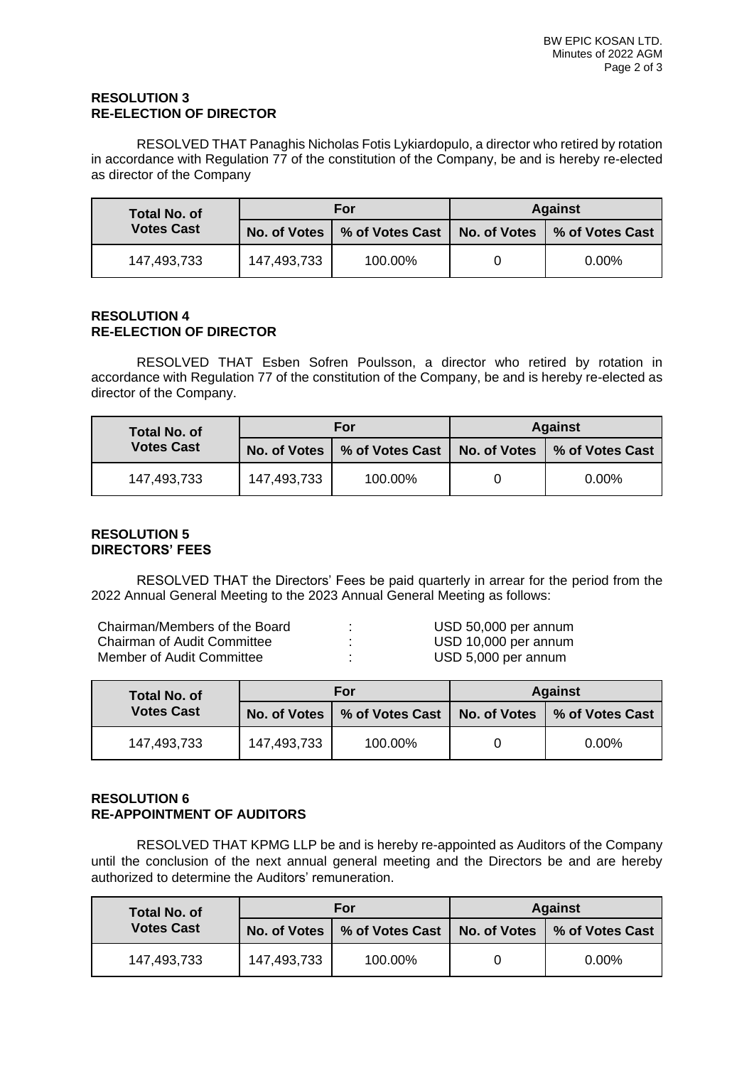**RESOLUTION 3**
**RE-ELECTION OF DIRECTOR**

RESOLVED THAT Panaghis Nicholas Fotis Lykiardopulo, a director who retired by rotation in accordance with Regulation 77 of the constitution of the Company, be and is hereby re-elected as director of the Company

| Total No. of Votes Cast | For | | Against | |
|---|---|---|---|---|
| | No. of Votes | % of Votes Cast | No. of Votes | % of Votes Cast |
| 147,493,733 | 147,493,733 | 100.00% | 0 | 0.00% |

**RESOLUTION 4**
**RE-ELECTION OF DIRECTOR**

RESOLVED THAT Esben Sofren Poulsson, a director who retired by rotation in accordance with Regulation 77 of the constitution of the Company, be and is hereby re-elected as director of the Company.

| Total No. of Votes Cast | For | | Against | |
|---|---|---|---|---|
| | No. of Votes | % of Votes Cast | No. of Votes | % of Votes Cast |
| 147,493,733 | 147,493,733 | 100.00% | 0 | 0.00% |

**RESOLUTION 5**
**DIRECTORS' FEES**

RESOLVED THAT the Directors' Fees be paid quarterly in arrear for the period from the 2022 Annual General Meeting to the 2023 Annual General Meeting as follows:

| | | |
|---|---|---|
| Chairman/Members of the Board | : | USD 50,000 per annum |
| Chairman of Audit Committee | : | USD 10,000 per annum |
| Member of Audit Committee | : | USD 5,000 per annum |

| Total No. of Votes Cast | For | | Against | |
|---|---|---|---|---|
| | No. of Votes | % of Votes Cast | No. of Votes | % of Votes Cast |
| 147,493,733 | 147,493,733 | 100.00% | 0 | 0.00% |

**RESOLUTION 6**
**RE-APPOINTMENT OF AUDITORS**

RESOLVED THAT KPMG LLP be and is hereby re-appointed as Auditors of the Company until the conclusion of the next annual general meeting and the Directors be and are hereby authorized to determine the Auditors' remuneration.

| Total No. of Votes Cast | For | | Against | |
|---|---|---|---|---|
| | No. of Votes | % of Votes Cast | No. of Votes | % of Votes Cast |
| 147,493,733 | 147,493,733 | 100.00% | 0 | 0.00% |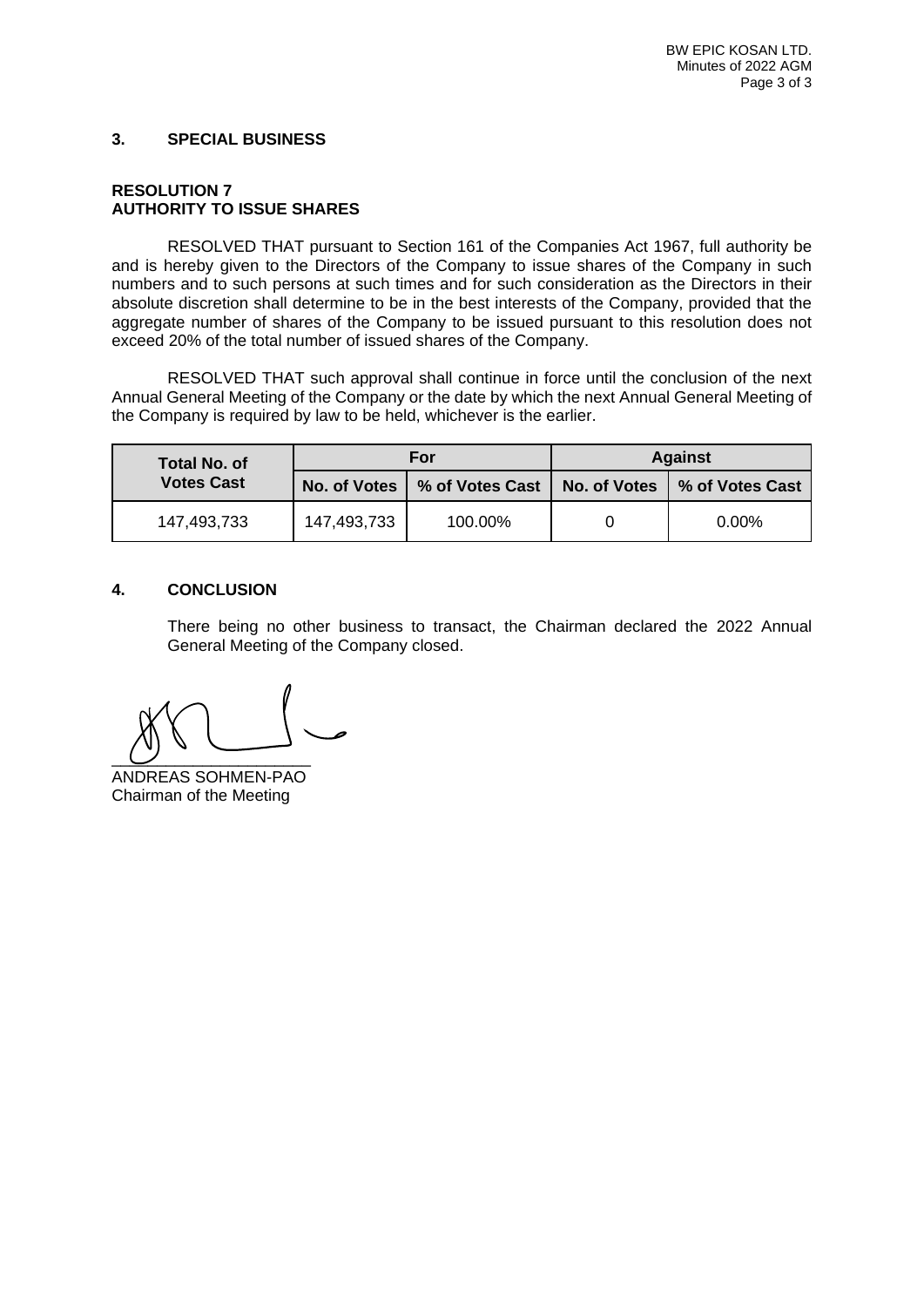## 3. SPECIAL BUSINESS

**RESOLUTION 7**
**AUTHORITY TO ISSUE SHARES**

RESOLVED THAT pursuant to Section 161 of the Companies Act 1967, full authority be and is hereby given to the Directors of the Company to issue shares of the Company in such numbers and to such persons at such times and for such consideration as the Directors in their absolute discretion shall determine to be in the best interests of the Company, provided that the aggregate number of shares of the Company to be issued pursuant to this resolution does not exceed 20% of the total number of issued shares of the Company.

RESOLVED THAT such approval shall continue in force until the conclusion of the next Annual General Meeting of the Company or the date by which the next Annual General Meeting of the Company is required by law to be held, whichever is the earlier.

| Total No. of Votes Cast | For | | Against | |
|---|---|---|---|---|
| | No. of Votes | % of Votes Cast | No. of Votes | % of Votes Cast |
| 147,493,733 | 147,493,733 | 100.00% | 0 | 0.00% |

## 4. CONCLUSION

There being no other business to transact, the Chairman declared the 2022 Annual General Meeting of the Company closed.

ANDREAS SOHMEN-PAO
Chairman of the Meeting